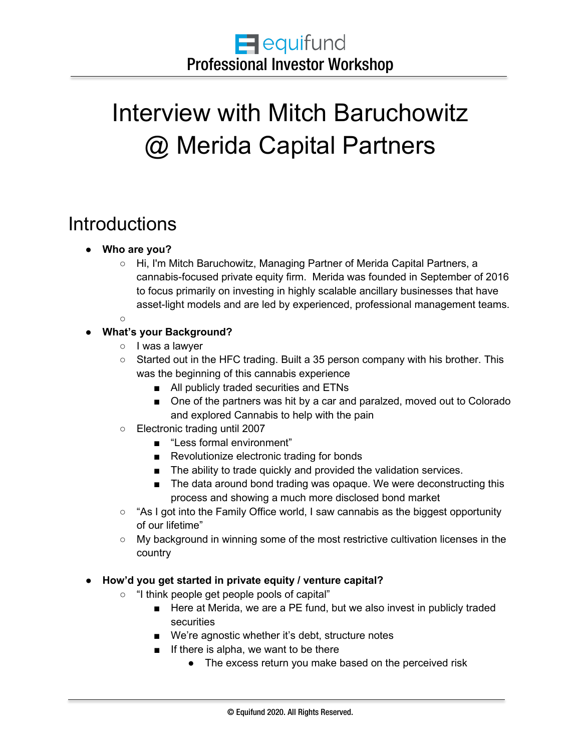# Interview with Mitch Baruchowitz @ Merida Capital Partners

## Introductions

- **Who are you?**
  - Hi, I'm Mitch Baruchowitz, Managing Partner of Merida Capital Partners, a cannabis-focused private equity firm. Merida was founded in September of 2016 to focus primarily on investing in highly scalable ancillary businesses that have asset-light models and are led by experienced, professional management teams.
  -
- **What's your Background?**
  - I was a lawyer
  - Started out in the HFC trading. Built a 35 person company with his brother. This was the beginning of this cannabis experience
    - All publicly traded securities and ETNs
    - One of the partners was hit by a car and paralzed, moved out to Colorado and explored Cannabis to help with the pain
  - Electronic trading until 2007
    - "Less formal environment"
    - Revolutionize electronic trading for bonds
    - The ability to trade quickly and provided the validation services.
    - The data around bond trading was opaque. We were deconstructing this process and showing a much more disclosed bond market
  - "As I got into the Family Office world, I saw cannabis as the biggest opportunity of our lifetime"
  - My background in winning some of the most restrictive cultivation licenses in the country

- **How'd you get started in private equity / venture capital?**
  - "I think people get people pools of capital"
    - Here at Merida, we are a PE fund, but we also invest in publicly traded securities
    - We're agnostic whether it's debt, structure notes
    - If there is alpha, we want to be there
      - The excess return you make based on the perceived risk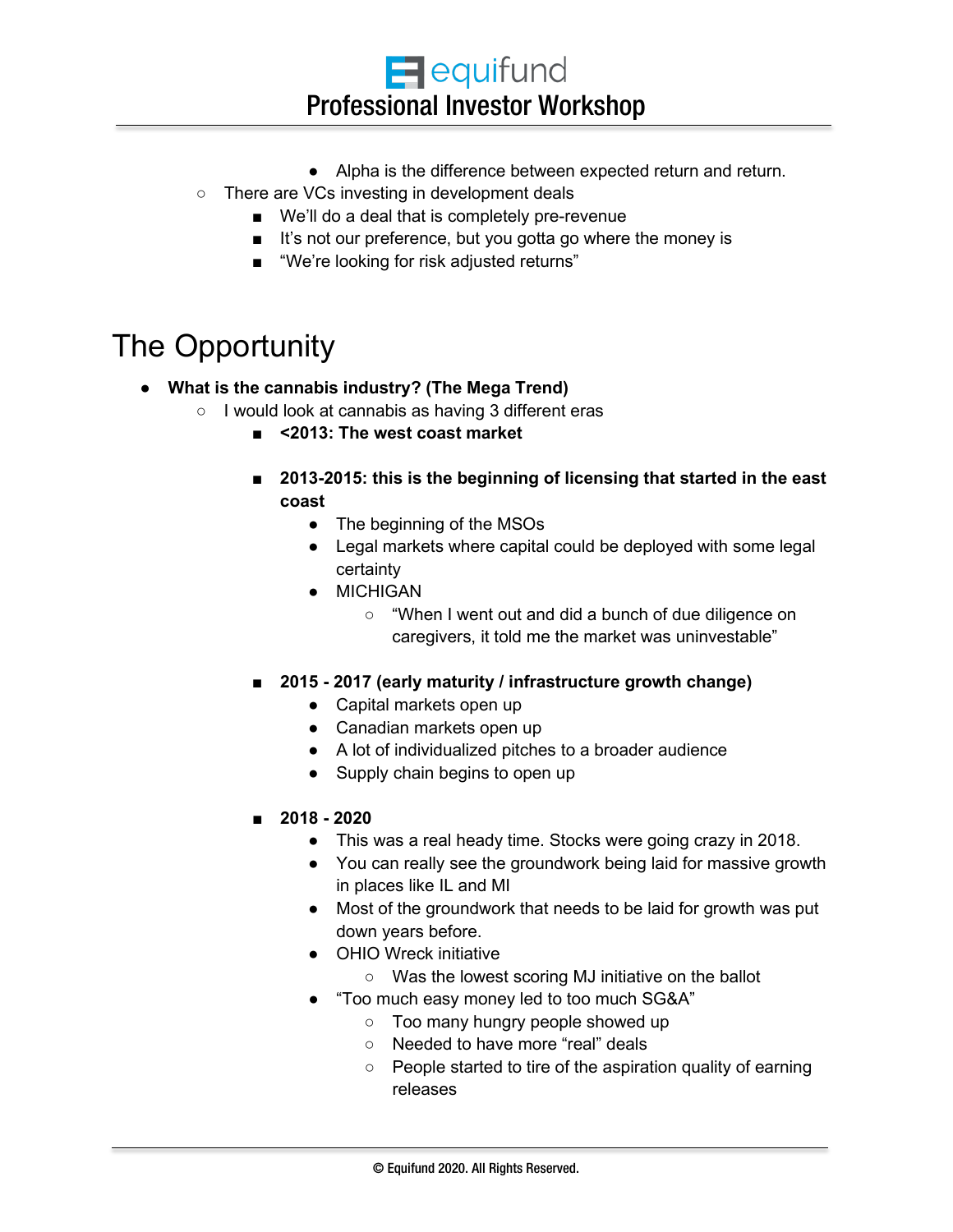- Alpha is the difference between expected return and return.

- There are VCs investing in development deals
  - We'll do a deal that is completely pre-revenue
  - It's not our preference, but you gotta go where the money is
  - "We're looking for risk adjusted returns"

# The Opportunity

- **What is the cannabis industry? (The Mega Trend)**
  - I would look at cannabis as having 3 different eras
    - **<2013: The west coast market**

    - **2013-2015: this is the beginning of licensing that started in the east coast**
      - The beginning of the MSOs
      - Legal markets where capital could be deployed with some legal certainty
      - MICHIGAN
        - "When I went out and did a bunch of due diligence on caregivers, it told me the market was uninvestable"

    - **2015 - 2017 (early maturity / infrastructure growth change)**
      - Capital markets open up
      - Canadian markets open up
      - A lot of individualized pitches to a broader audience
      - Supply chain begins to open up

    - **2018 - 2020**
      - This was a real heady time. Stocks were going crazy in 2018.
      - You can really see the groundwork being laid for massive growth in places like IL and MI
      - Most of the groundwork that needs to be laid for growth was put down years before.
      - OHIO Wreck initiative
        - Was the lowest scoring MJ initiative on the ballot
      - "Too much easy money led to too much SG&A"
        - Too many hungry people showed up
        - Needed to have more "real" deals
        - People started to tire of the aspiration quality of earning releases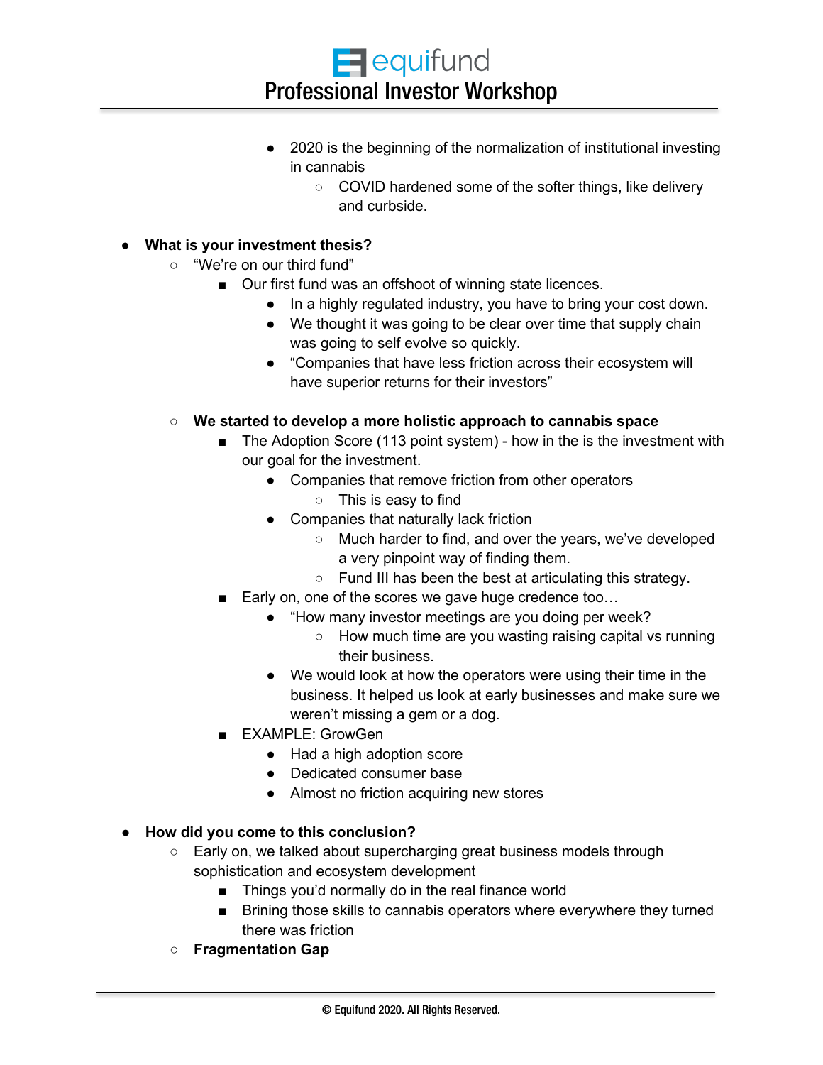- 2020 is the beginning of the normalization of institutional investing in cannabis
                - COVID hardened some of the softer things, like delivery and curbside.

- **What is your investment thesis?**
    - "We're on our third fund"
        - Our first fund was an offshoot of winning state licences.
            - In a highly regulated industry, you have to bring your cost down.
            - We thought it was going to be clear over time that supply chain was going to self evolve so quickly.
            - "Companies that have less friction across their ecosystem will have superior returns for their investors"
    - **We started to develop a more holistic approach to cannabis space**
        - The Adoption Score (113 point system) - how in the is the investment with our goal for the investment.
            - Companies that remove friction from other operators
                - This is easy to find
            - Companies that naturally lack friction
                - Much harder to find, and over the years, we've developed a very pinpoint way of finding them.
                - Fund III has been the best at articulating this strategy.
        - Early on, one of the scores we gave huge credence too…
            - "How many investor meetings are you doing per week?
                - How much time are you wasting raising capital vs running their business.
            - We would look at how the operators were using their time in the business. It helped us look at early businesses and make sure we weren't missing a gem or a dog.
        - EXAMPLE: GrowGen
            - Had a high adoption score
            - Dedicated consumer base
            - Almost no friction acquiring new stores

- **How did you come to this conclusion?**
    - Early on, we talked about supercharging great business models through sophistication and ecosystem development
        - Things you'd normally do in the real finance world
        - Brining those skills to cannabis operators where everywhere they turned there was friction
    - **Fragmentation Gap**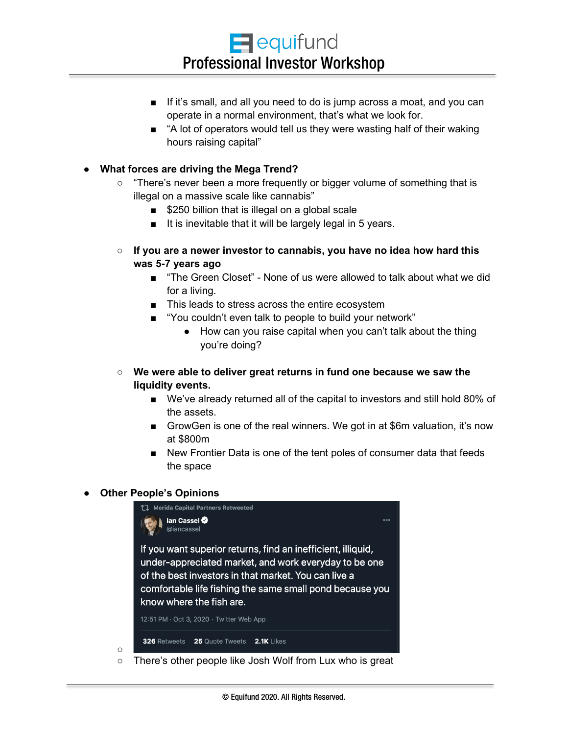- If it's small, and all you need to do is jump across a moat, and you can operate in a normal environment, that's what we look for.
        - "A lot of operators would tell us they were wasting half of their waking hours raising capital"

- **What forces are driving the Mega Trend?**
    - "There's never been a more frequently or bigger volume of something that is illegal on a massive scale like cannabis"
        - $250 billion that is illegal on a global scale
        - It is inevitable that it will be largely legal in 5 years.

    - **If you are a newer investor to cannabis, you have no idea how hard this was 5-7 years ago**
        - "The Green Closet" - None of us were allowed to talk about what we did for a living.
        - This leads to stress across the entire ecosystem
        - "You couldn't even talk to people to build your network"
            - How can you raise capital when you can't talk about the thing you're doing?

    - **We were able to deliver great returns in fund one because we saw the liquidity events.**
        - We've already returned all of the capital to investors and still hold 80% of the assets.
        - GrowGen is one of the real winners. We got in at $6m valuation, it's now at $800m
        - New Frontier Data is one of the tent poles of consumer data that feeds the space

- **Other People's Opinions**

    Merida Capital Partners Retweeted
    Ian Cassel
    @iancassel

    If you want superior returns, find an inefficient, illiquid, under-appreciated market, and work everyday to be one of the best investors in that market. You can live a comfortable life fishing the same small pond because you know where the fish are.

    12:51 PM · Oct 3, 2020 · Twitter Web App

    326 Retweets 25 Quote Tweets 2.1K Likes

    - There's other people like Josh Wolf from Lux who is great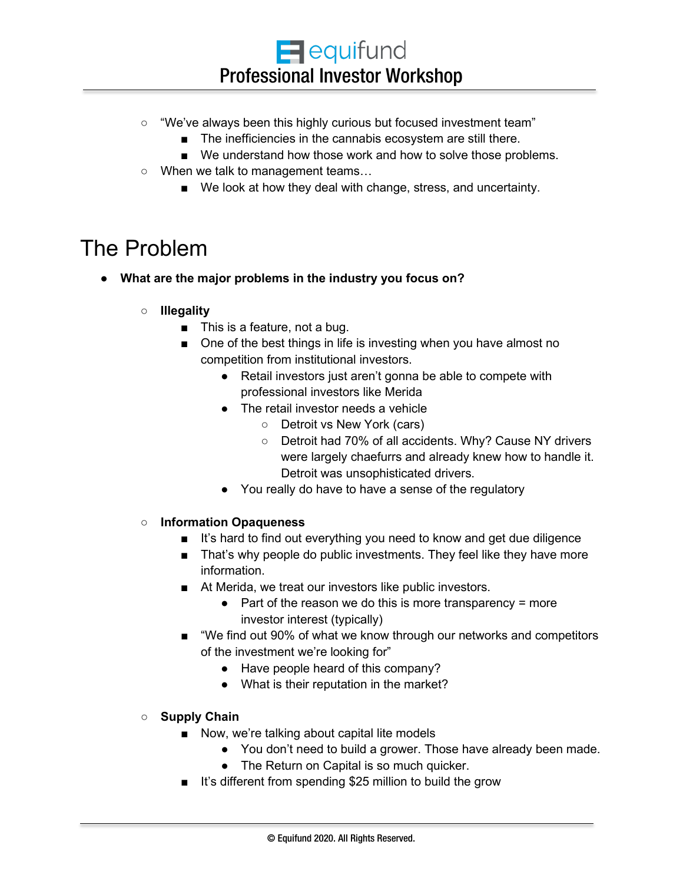- "We've always been this highly curious but focused investment team"
  - The inefficiencies in the cannabis ecosystem are still there.
  - We understand how those work and how to solve those problems.
- When we talk to management teams…
  - We look at how they deal with change, stress, and uncertainty.

# The Problem

- **What are the major problems in the industry you focus on?**

  - **Illegality**
    - This is a feature, not a bug.
    - One of the best things in life is investing when you have almost no competition from institutional investors.
      - Retail investors just aren't gonna be able to compete with professional investors like Merida
      - The retail investor needs a vehicle
        - Detroit vs New York (cars)
        - Detroit had 70% of all accidents. Why? Cause NY drivers were largely chaefurrs and already knew how to handle it. Detroit was unsophisticated drivers.
      - You really do have to have a sense of the regulatory

  - **Information Opaqueness**
    - It's hard to find out everything you need to know and get due diligence
    - That's why people do public investments. They feel like they have more information.
    - At Merida, we treat our investors like public investors.
      - Part of the reason we do this is more transparency = more investor interest (typically)
    - "We find out 90% of what we know through our networks and competitors of the investment we're looking for"
      - Have people heard of this company?
      - What is their reputation in the market?

  - **Supply Chain**
    - Now, we're talking about capital lite models
      - You don't need to build a grower. Those have already been made.
      - The Return on Capital is so much quicker.
    - It's different from spending $25 million to build the grow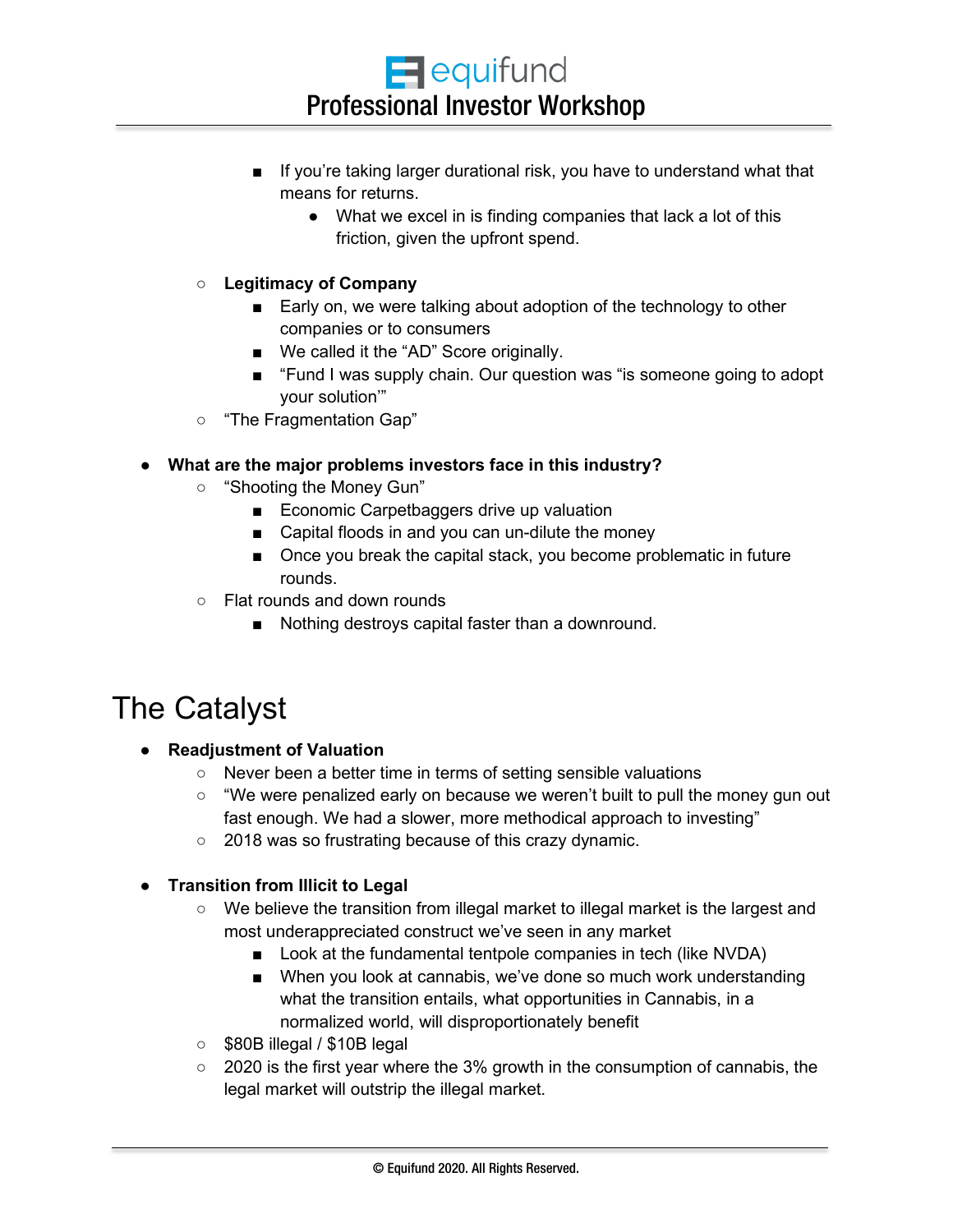- If you're taking larger durational risk, you have to understand what that means for returns.
            - What we excel in is finding companies that lack a lot of this friction, given the upfront spend.
    - **Legitimacy of Company**
        - Early on, we were talking about adoption of the technology to other companies or to consumers
        - We called it the "AD" Score originally.
        - "Fund I was supply chain. Our question was "is someone going to adopt your solution'"
    - "The Fragmentation Gap"

- **What are the major problems investors face in this industry?**
    - "Shooting the Money Gun"
        - Economic Carpetbaggers drive up valuation
        - Capital floods in and you can un-dilute the money
        - Once you break the capital stack, you become problematic in future rounds.
    - Flat rounds and down rounds
        - Nothing destroys capital faster than a downround.

# The Catalyst

- **Readjustment of Valuation**
    - Never been a better time in terms of setting sensible valuations
    - "We were penalized early on because we weren't built to pull the money gun out fast enough. We had a slower, more methodical approach to investing"
    - 2018 was so frustrating because of this crazy dynamic.

- **Transition from Illicit to Legal**
    - We believe the transition from illegal market to illegal market is the largest and most underappreciated construct we've seen in any market
        - Look at the fundamental tentpole companies in tech (like NVDA)
        - When you look at cannabis, we've done so much work understanding what the transition entails, what opportunities in Cannabis, in a normalized world, will disproportionately benefit
    - $80B illegal / $10B legal
    - 2020 is the first year where the 3% growth in the consumption of cannabis, the legal market will outstrip the illegal market.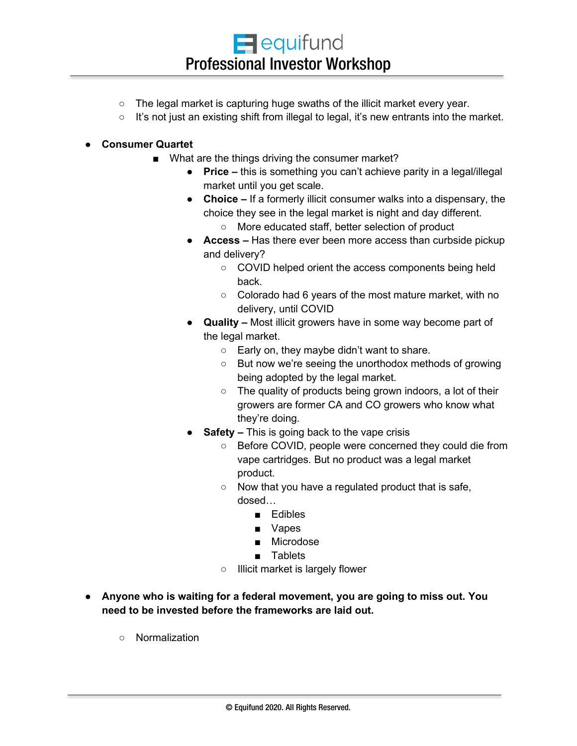- The legal market is capturing huge swaths of the illicit market every year.
- It's not just an existing shift from illegal to legal, it's new entrants into the market.

- **Consumer Quartet**
  - What are the things driving the consumer market?
    - **Price –** this is something you can't achieve parity in a legal/illegal market until you get scale.
    - **Choice –** If a formerly illicit consumer walks into a dispensary, the choice they see in the legal market is night and day different.
      - More educated staff, better selection of product
    - **Access –** Has there ever been more access than curbside pickup and delivery?
      - COVID helped orient the access components being held back.
      - Colorado had 6 years of the most mature market, with no delivery, until COVID
    - **Quality –** Most illicit growers have in some way become part of the legal market.
      - Early on, they maybe didn't want to share.
      - But now we're seeing the unorthodox methods of growing being adopted by the legal market.
      - The quality of products being grown indoors, a lot of their growers are former CA and CO growers who know what they're doing.
    - **Safety –** This is going back to the vape crisis
      - Before COVID, people were concerned they could die from vape cartridges. But no product was a legal market product.
      - Now that you have a regulated product that is safe, dosed…
        - Edibles
        - Vapes
        - Microdose
        - Tablets
      - Illicit market is largely flower

- **Anyone who is waiting for a federal movement, you are going to miss out. You need to be invested before the frameworks are laid out.**
  - Normalization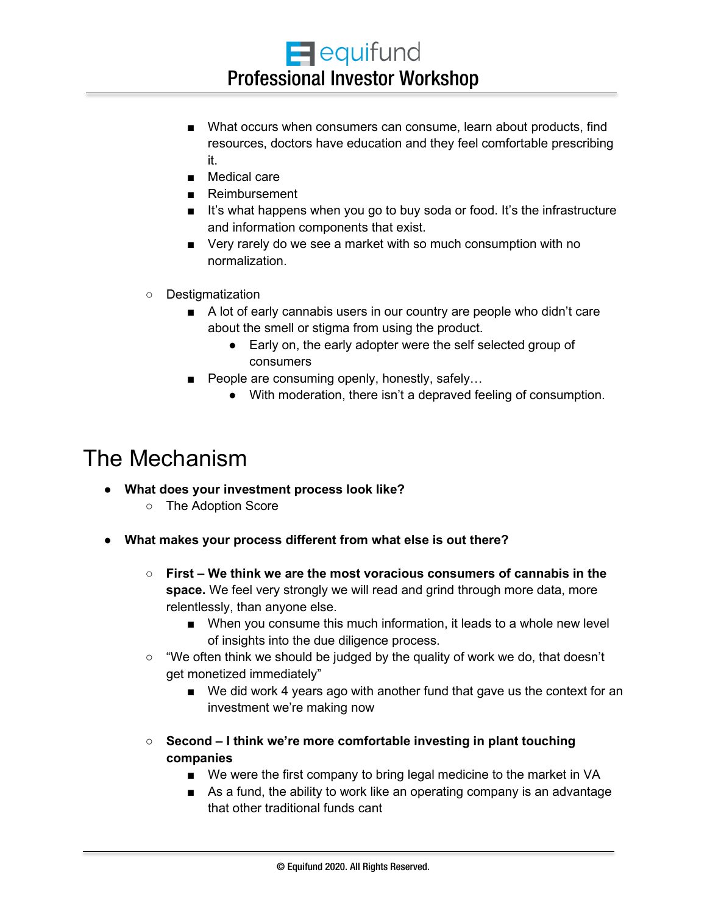- What occurs when consumers can consume, learn about products, find resources, doctors have education and they feel comfortable prescribing it.
        - Medical care
        - Reimbursement
        - It's what happens when you go to buy soda or food. It's the infrastructure and information components that exist.
        - Very rarely do we see a market with so much consumption with no normalization.

    - Destigmatization
        - A lot of early cannabis users in our country are people who didn't care about the smell or stigma from using the product.
            - Early on, the early adopter were the self selected group of consumers
        - People are consuming openly, honestly, safely…
            - With moderation, there isn't a depraved feeling of consumption.

# The Mechanism

- **What does your investment process look like?**
    - The Adoption Score

- **What makes your process different from what else is out there?**

    - **First – We think we are the most voracious consumers of cannabis in the space.** We feel very strongly we will read and grind through more data, more relentlessly, than anyone else.
        - When you consume this much information, it leads to a whole new level of insights into the due diligence process.
    - "We often think we should be judged by the quality of work we do, that doesn't get monetized immediately"
        - We did work 4 years ago with another fund that gave us the context for an investment we're making now

    - **Second – I think we're more comfortable investing in plant touching companies**
        - We were the first company to bring legal medicine to the market in VA
        - As a fund, the ability to work like an operating company is an advantage that other traditional funds cant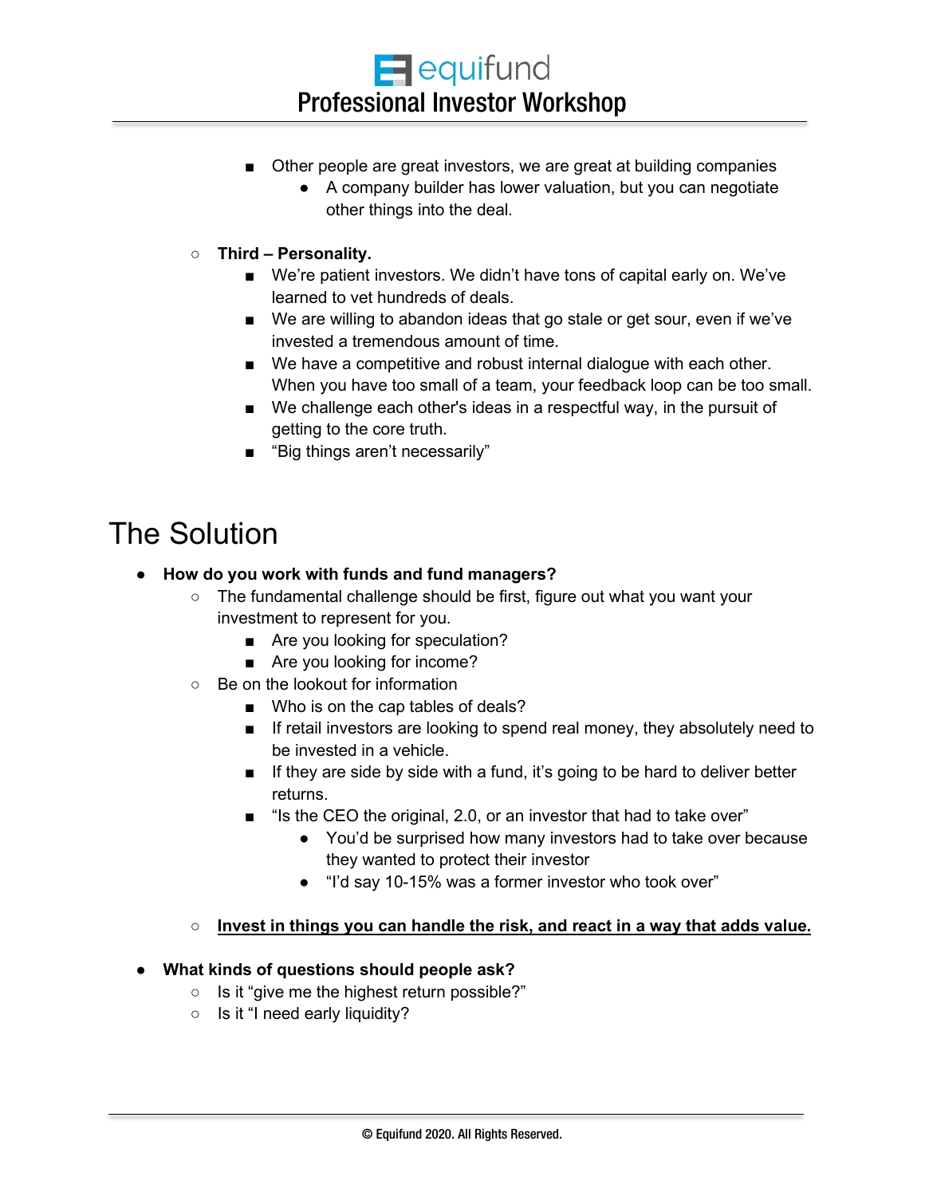- Other people are great investors, we are great at building companies
            - A company builder has lower valuation, but you can negotiate other things into the deal.

    - **Third – Personality.**
        - We're patient investors. We didn't have tons of capital early on. We've learned to vet hundreds of deals.
        - We are willing to abandon ideas that go stale or get sour, even if we've invested a tremendous amount of time.
        - We have a competitive and robust internal dialogue with each other. When you have too small of a team, your feedback loop can be too small.
        - We challenge each other's ideas in a respectful way, in the pursuit of getting to the core truth.
        - "Big things aren't necessarily"

# The Solution

- **How do you work with funds and fund managers?**
    - The fundamental challenge should be first, figure out what you want your investment to represent for you.
        - Are you looking for speculation?
        - Are you looking for income?
    - Be on the lookout for information
        - Who is on the cap tables of deals?
        - If retail investors are looking to spend real money, they absolutely need to be invested in a vehicle.
        - If they are side by side with a fund, it's going to be hard to deliver better returns.
        - "Is the CEO the original, 2.0, or an investor that had to take over"
            - You'd be surprised how many investors had to take over because they wanted to protect their investor
            - "I'd say 10-15% was a former investor who took over"

    - **<u>Invest in things you can handle the risk, and react in a way that adds value.</u>**

- **What kinds of questions should people ask?**
    - Is it "give me the highest return possible?"
    - Is it "I need early liquidity?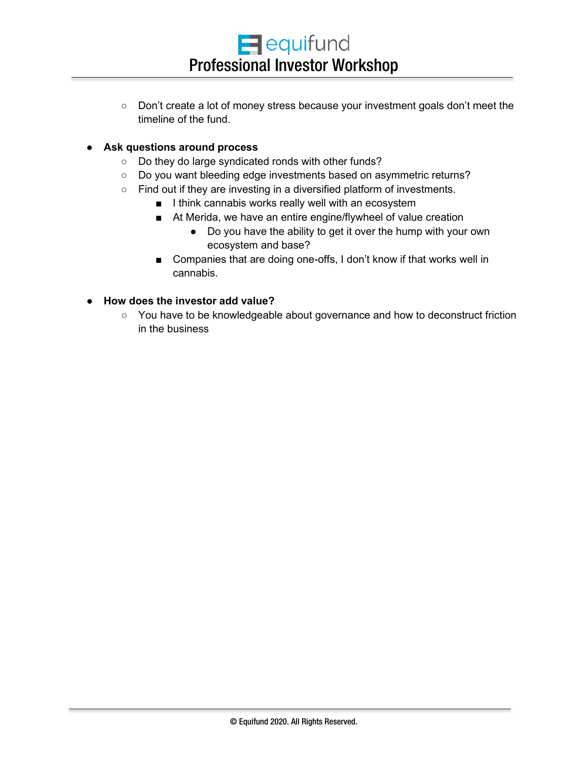- Don't create a lot of money stress because your investment goals don't meet the timeline of the fund.

- **Ask questions around process**
    - Do they do large syndicated ronds with other funds?
    - Do you want bleeding edge investments based on asymmetric returns?
    - Find out if they are investing in a diversified platform of investments.
        - I think cannabis works really well with an ecosystem
        - At Merida, we have an entire engine/flywheel of value creation
            - Do you have the ability to get it over the hump with your own ecosystem and base?
        - Companies that are doing one-offs, I don't know if that works well in cannabis.

- **How does the investor add value?**
    - You have to be knowledgeable about governance and how to deconstruct friction in the business